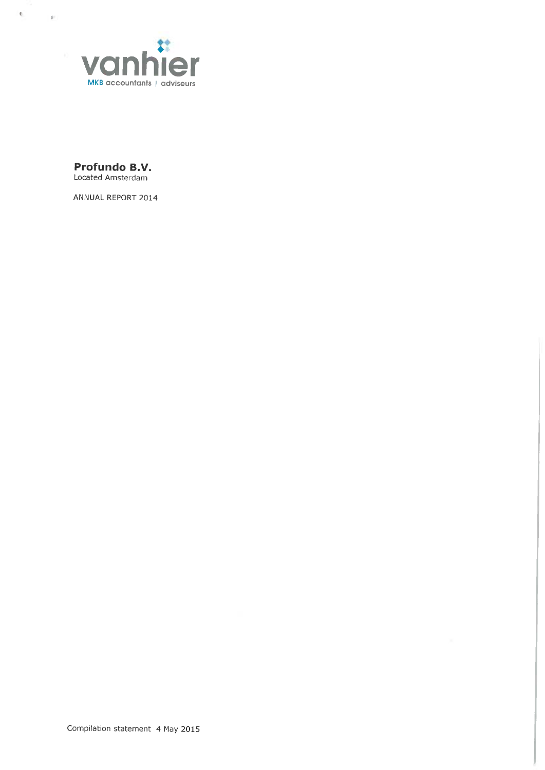vanhier

MKB accountants | adviseurs

**Profundo B.V.**
Located Amsterdam

ANNUAL REPORT 2014

Compilation statement 4 May 2015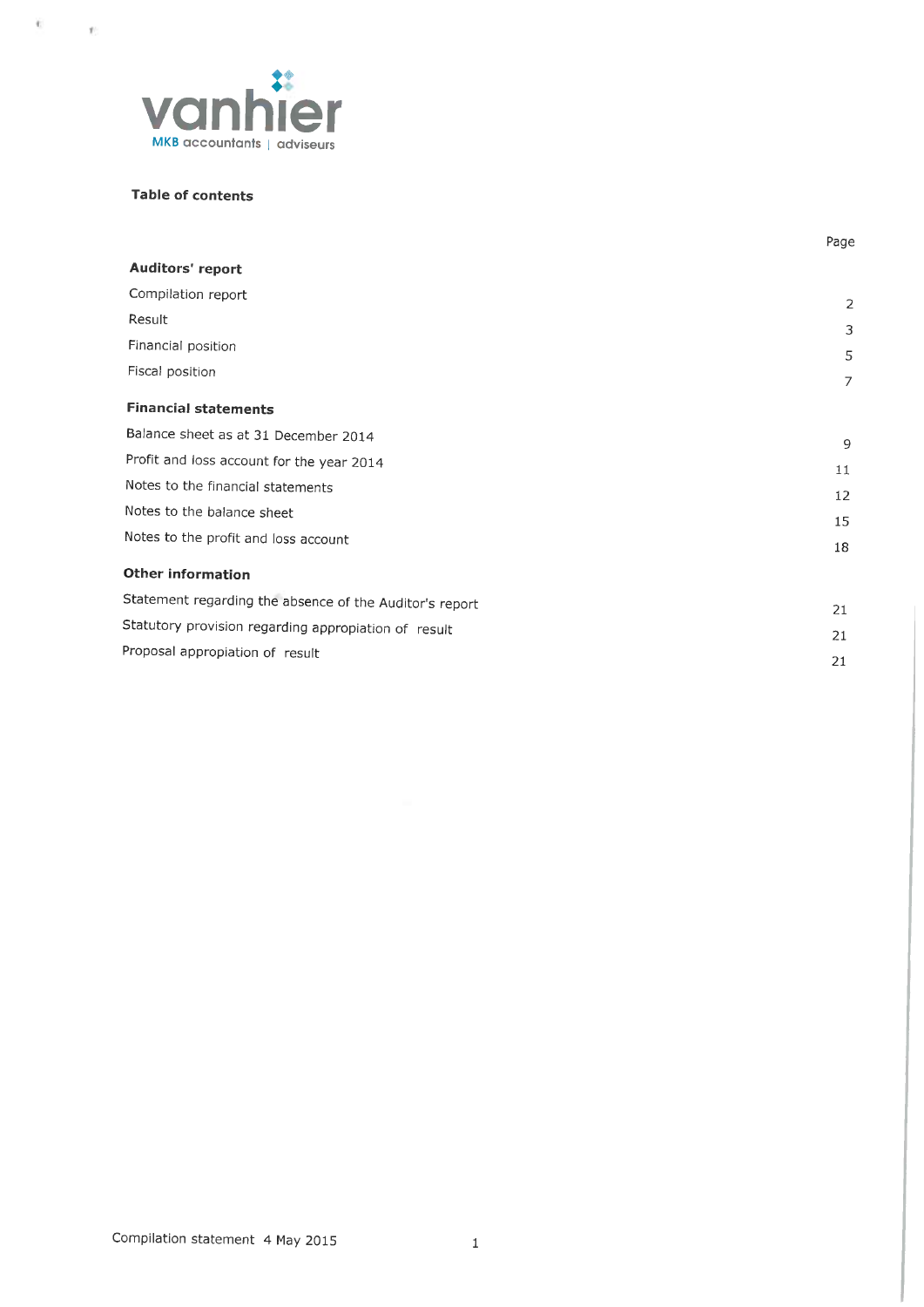vanhier
MKB accountants | adviseurs

## Table of contents

| | Page |
|---|---|
| **Auditors' report** | |
| Compilation report | 2 |
| Result | 3 |
| Financial position | 5 |
| Fiscal position | 7 |
| **Financial statements** | |
| Balance sheet as at 31 December 2014 | 9 |
| Profit and loss account for the year 2014 | 11 |
| Notes to the financial statements | 12 |
| Notes to the balance sheet | 15 |
| Notes to the profit and loss account | 18 |
| **Other information** | |
| Statement regarding the absence of the Auditor's report | 21 |
| Statutory provision regarding appropiation of result | 21 |
| Proposal appropiation of result | 21 |

Compilation statement 4 May 2015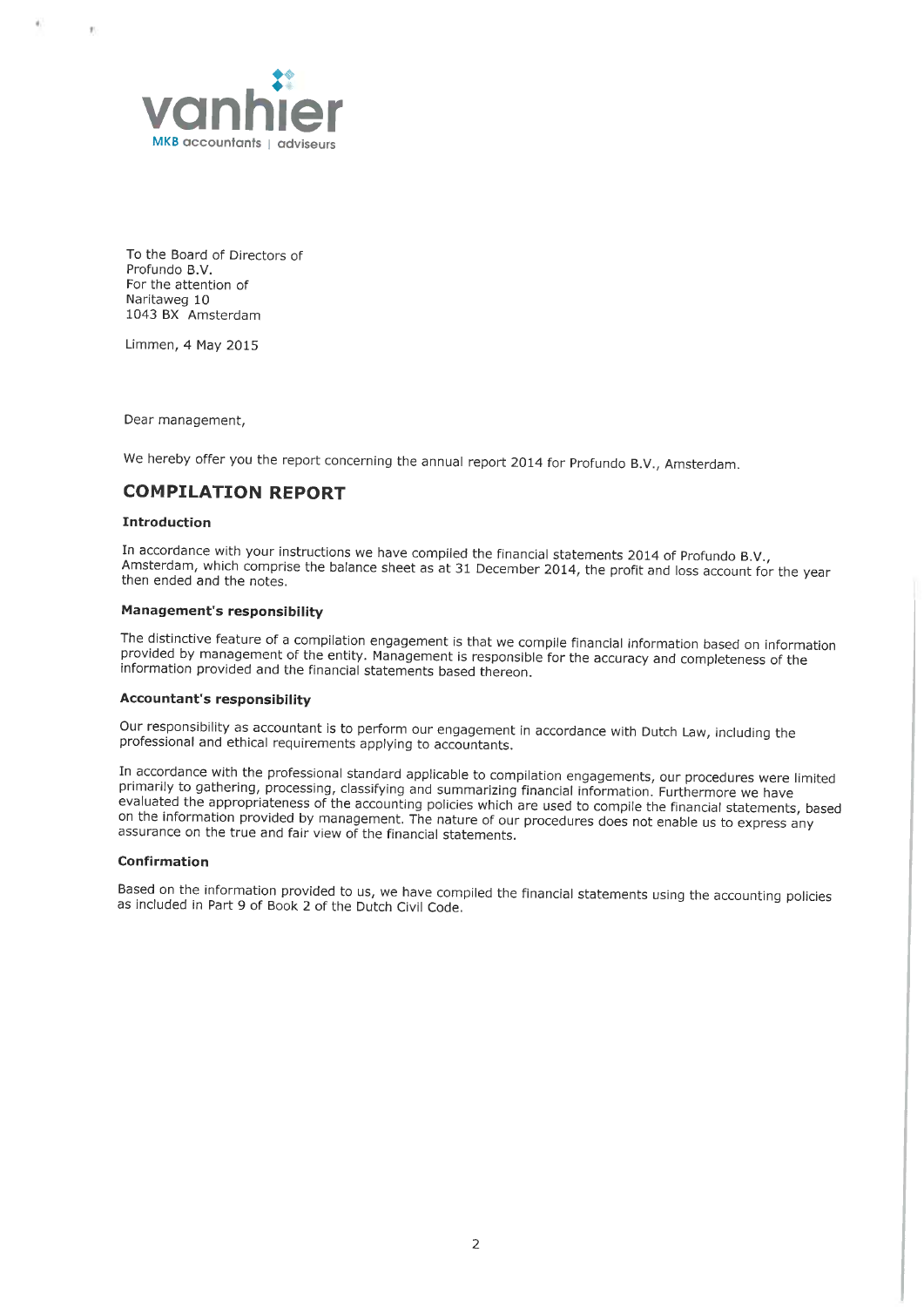vanhier
MKB accountants | adviseurs

To the Board of Directors of
Profundo B.V.
For the attention of
Naritaweg 10
1043 BX Amsterdam

Limmen, 4 May 2015

Dear management,

We hereby offer you the report concerning the annual report 2014 for Profundo B.V., Amsterdam.

## COMPILATION REPORT

### Introduction

In accordance with your instructions we have compiled the financial statements 2014 of Profundo B.V., Amsterdam, which comprise the balance sheet as at 31 December 2014, the profit and loss account for the year then ended and the notes.

### Management's responsibility

The distinctive feature of a compilation engagement is that we compile financial information based on information provided by management of the entity. Management is responsible for the accuracy and completeness of the information provided and the financial statements based thereon.

### Accountant's responsibility

Our responsibility as accountant is to perform our engagement in accordance with Dutch Law, including the professional and ethical requirements applying to accountants.

In accordance with the professional standard applicable to compilation engagements, our procedures were limited primarily to gathering, processing, classifying and summarizing financial information. Furthermore we have evaluated the appropriateness of the accounting policies which are used to compile the financial statements, based on the information provided by management. The nature of our procedures does not enable us to express any assurance on the true and fair view of the financial statements.

### Confirmation

Based on the information provided to us, we have compiled the financial statements using the accounting policies as included in Part 9 of Book 2 of the Dutch Civil Code.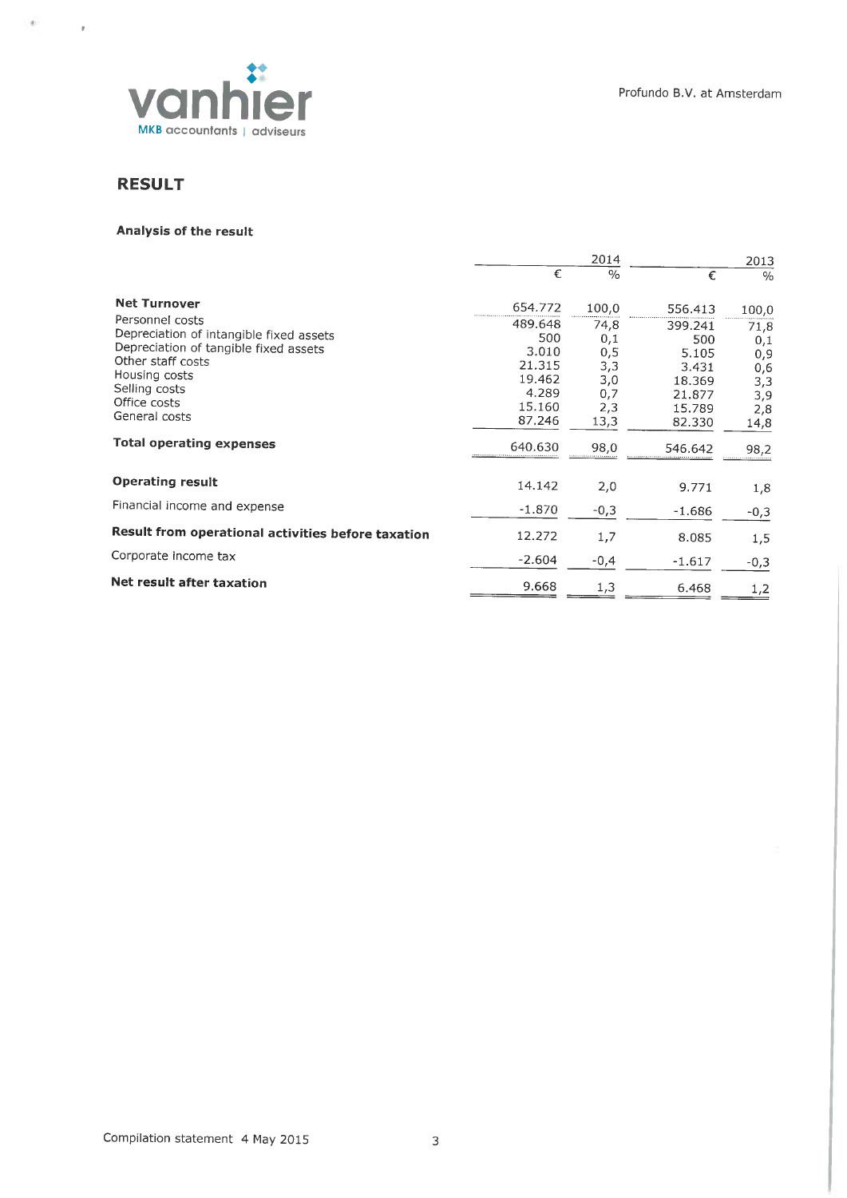# RESULT

## Analysis of the result

| | 2014 | | 2013 | |
|---|---|---|---|---|
| | € | % | € | % |
| **Net Turnover** | 654.772 | 100,0 | 556.413 | 100,0 |
| Personnel costs | 489.648 | 74,8 | 399.241 | 71,8 |
| Depreciation of intangible fixed assets | 500 | 0,1 | 500 | 0,1 |
| Depreciation of tangible fixed assets | 3.010 | 0,5 | 5.105 | 0,9 |
| Other staff costs | 21.315 | 3,3 | 3.431 | 0,6 |
| Housing costs | 19.462 | 3,0 | 18.369 | 3,3 |
| Selling costs | 4.289 | 0,7 | 21.877 | 3,9 |
| Office costs | 15.160 | 2,3 | 15.789 | 2,8 |
| General costs | 87.246 | 13,3 | 82.330 | 14,8 |
| **Total operating expenses** | 640.630 | 98,0 | 546.642 | 98,2 |
| **Operating result** | 14.142 | 2,0 | 9.771 | 1,8 |
| Financial income and expense | -1.870 | -0,3 | -1.686 | -0,3 |
| **Result from operational activities before taxation** | 12.272 | 1,7 | 8.085 | 1,5 |
| Corporate income tax | -2.604 | -0,4 | -1.617 | -0,3 |
| **Net result after taxation** | 9.668 | 1,3 | 6.468 | 1,2 |

Compilation statement 4 May 2015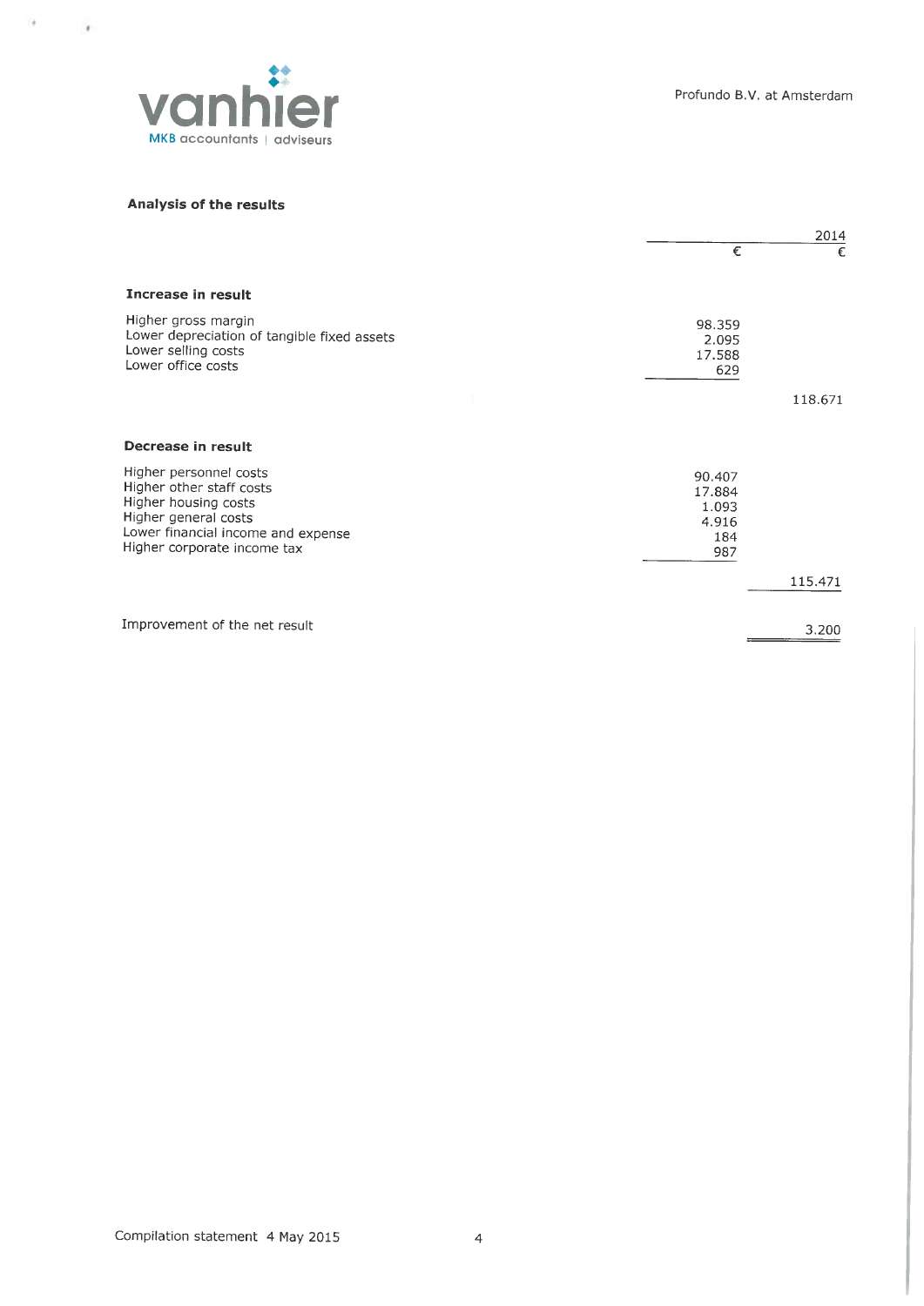## Analysis of the results

| | € | 2014 € |
|---|---|---|
| **Increase in result** | | |
| Higher gross margin | 98.359 | |
| Lower depreciation of tangible fixed assets | 2.095 | |
| Lower selling costs | 17.588 | |
| Lower office costs | 629 | |
| | | 118.671 |
| **Decrease in result** | | |
| Higher personnel costs | 90.407 | |
| Higher other staff costs | 17.884 | |
| Higher housing costs | 1.093 | |
| Higher general costs | 4.916 | |
| Lower financial income and expense | 184 | |
| Higher corporate income tax | 987 | |
| | | 115.471 |
| Improvement of the net result | | 3.200 |

Compilation statement 4 May 2015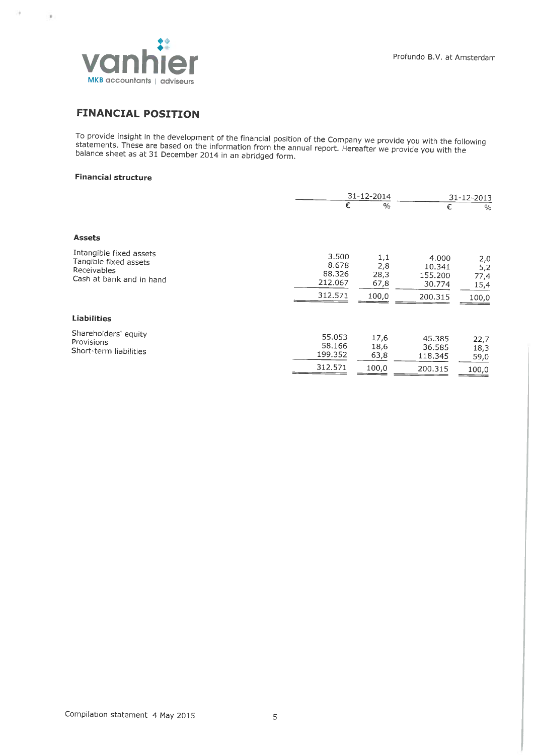## FINANCIAL POSITION

To provide insight in the development of the financial position of the Company we provide you with the following statements. These are based on the information from the annual report. Hereafter we provide you with the balance sheet as at 31 December 2014 in an abridged form.

### Financial structure

| | 31-12-2014 | | 31-12-2013 | |
|---|---|---|---|---|
| | € | % | € | % |
| **Assets** | | | | |
| Intangible fixed assets | 3.500 | 1,1 | 4.000 | 2,0 |
| Tangible fixed assets | 8.678 | 2,8 | 10.341 | 5,2 |
| Receivables | 88.326 | 28,3 | 155.200 | 77,4 |
| Cash at bank and in hand | 212.067 | 67,8 | 30.774 | 15,4 |
| | 312.571 | 100,0 | 200.315 | 100,0 |
| **Liabilities** | | | | |
| Shareholders' equity | 55.053 | 17,6 | 45.385 | 22,7 |
| Provisions | 58.166 | 18,6 | 36.585 | 18,3 |
| Short-term liabilities | 199.352 | 63,8 | 118.345 | 59,0 |
| | 312.571 | 100,0 | 200.315 | 100,0 |

Compilation statement 4 May 2015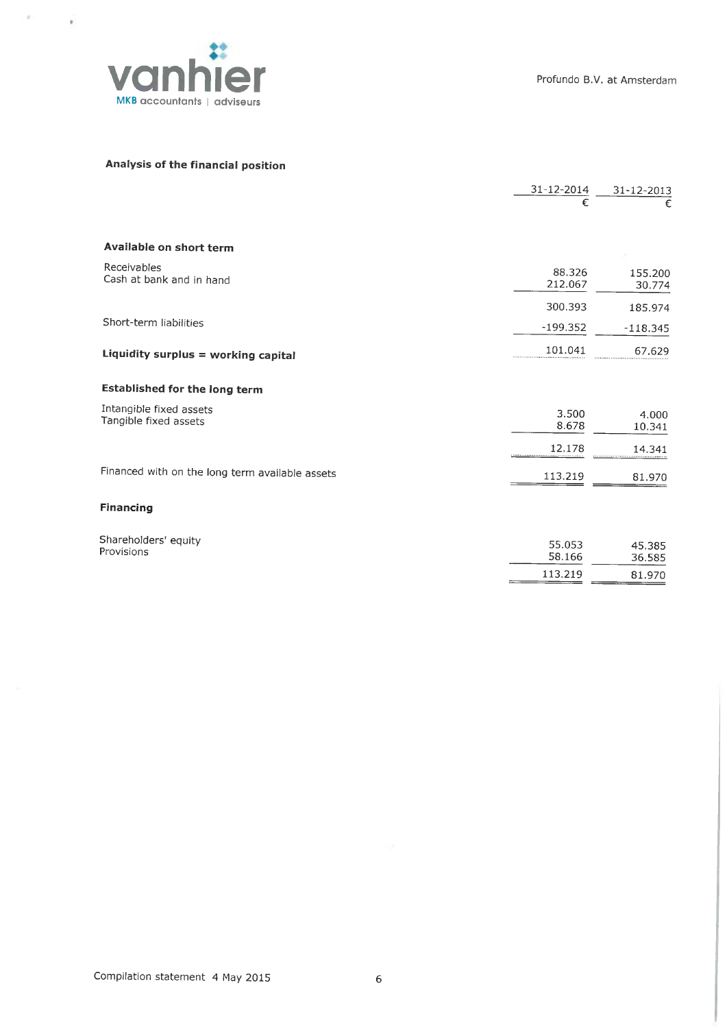## Analysis of the financial position

| | 31-12-2014 | 31-12-2013 |
|---|---|---|
| | € | € |
| **Available on short term** | | |
| Receivables | 88.326 | 155.200 |
| Cash at bank and in hand | 212.067 | 30.774 |
| | 300.393 | 185.974 |
| Short-term liabilities | -199.352 | -118.345 |
| **Liquidity surplus = working capital** | 101.041 | 67.629 |
| **Established for the long term** | | |
| Intangible fixed assets | 3.500 | 4.000 |
| Tangible fixed assets | 8.678 | 10.341 |
| | 12.178 | 14.341 |
| Financed with on the long term available assets | 113.219 | 81.970 |
| **Financing** | | |
| Shareholders' equity | 55.053 | 45.385 |
| Provisions | 58.166 | 36.585 |
| | 113.219 | 81.970 |

Compilation statement 4 May 2015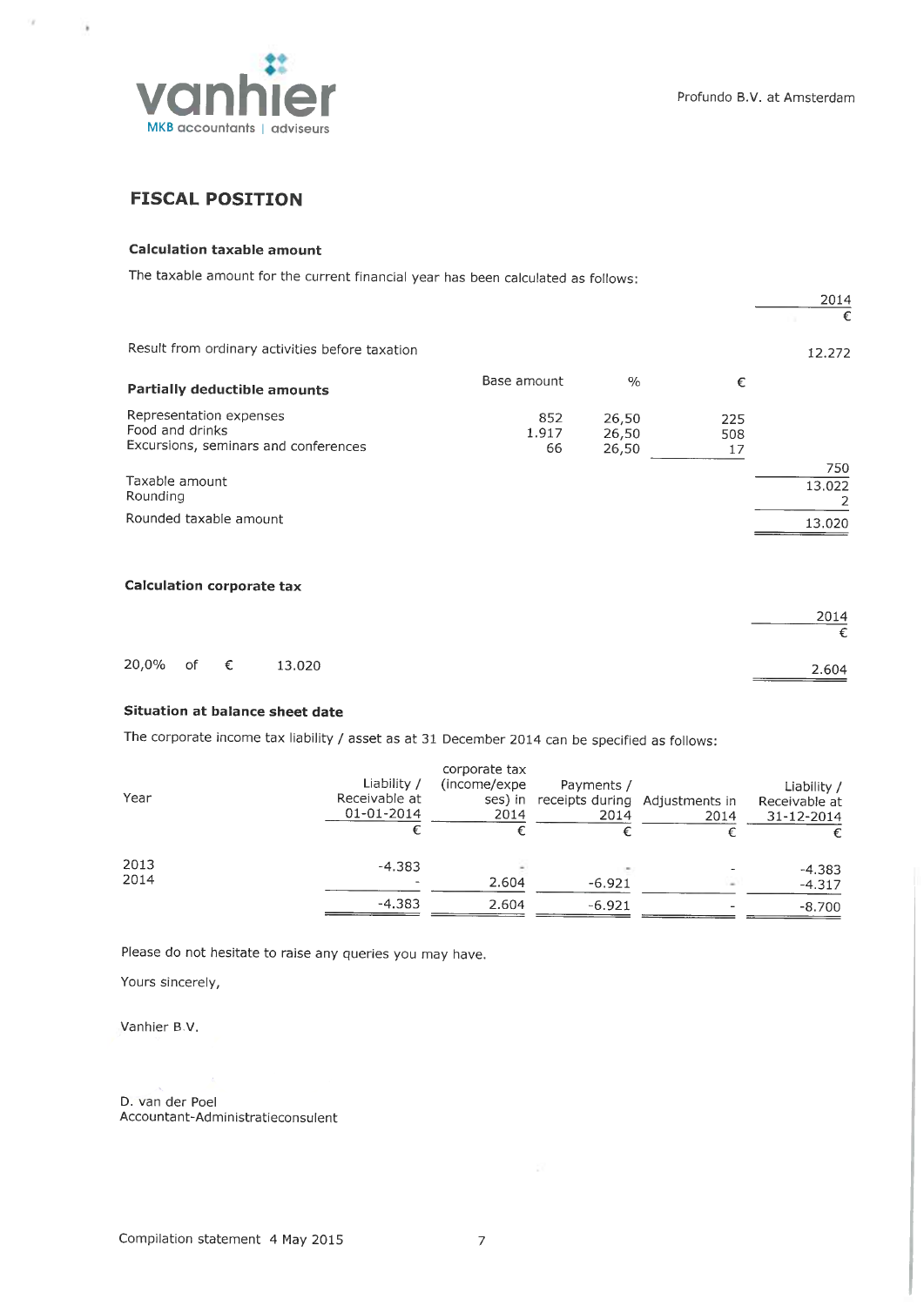## FISCAL POSITION

### Calculation taxable amount

The taxable amount for the current financial year has been calculated as follows:

| | Base amount | % | € | 2014 € |
|---|---|---|---|---|
| Result from ordinary activities before taxation | | | | 12.272 |
| **Partially deductible amounts** | | | | |
| Representation expenses | 852 | 26,50 | 225 | |
| Food and drinks | 1.917 | 26,50 | 508 | |
| Excursions, seminars and conferences | 66 | 26,50 | 17 | |
| | | | | 750 |
| Taxable amount | | | | 13.022 |
| Rounding | | | | 2 |
| Rounded taxable amount | | | | 13.020 |

### Calculation corporate tax

| | 2014 € |
|---|---|
| 20,0% of € 13.020 | 2.604 |

### Situation at balance sheet date

The corporate income tax liability / asset as at 31 December 2014 can be specified as follows:

| Year | Liability / Receivable at 01-01-2014 € | corporate tax (income/expenses) in 2014 € | Payments / receipts during 2014 € | Adjustments in 2014 € | Liability / Receivable at 31-12-2014 € |
|---|---|---|---|---|---|
| 2013 | -4.383 | - | - | - | -4.383 |
| 2014 | - | 2.604 | -6.921 | - | -4.317 |
| | -4.383 | 2.604 | -6.921 | - | -8.700 |

Please do not hesitate to raise any queries you may have.

Yours sincerely,

Vanhier B.V.

D. van der Poel
Accountant-Administratieconsulent

Compilation statement 4 May 2015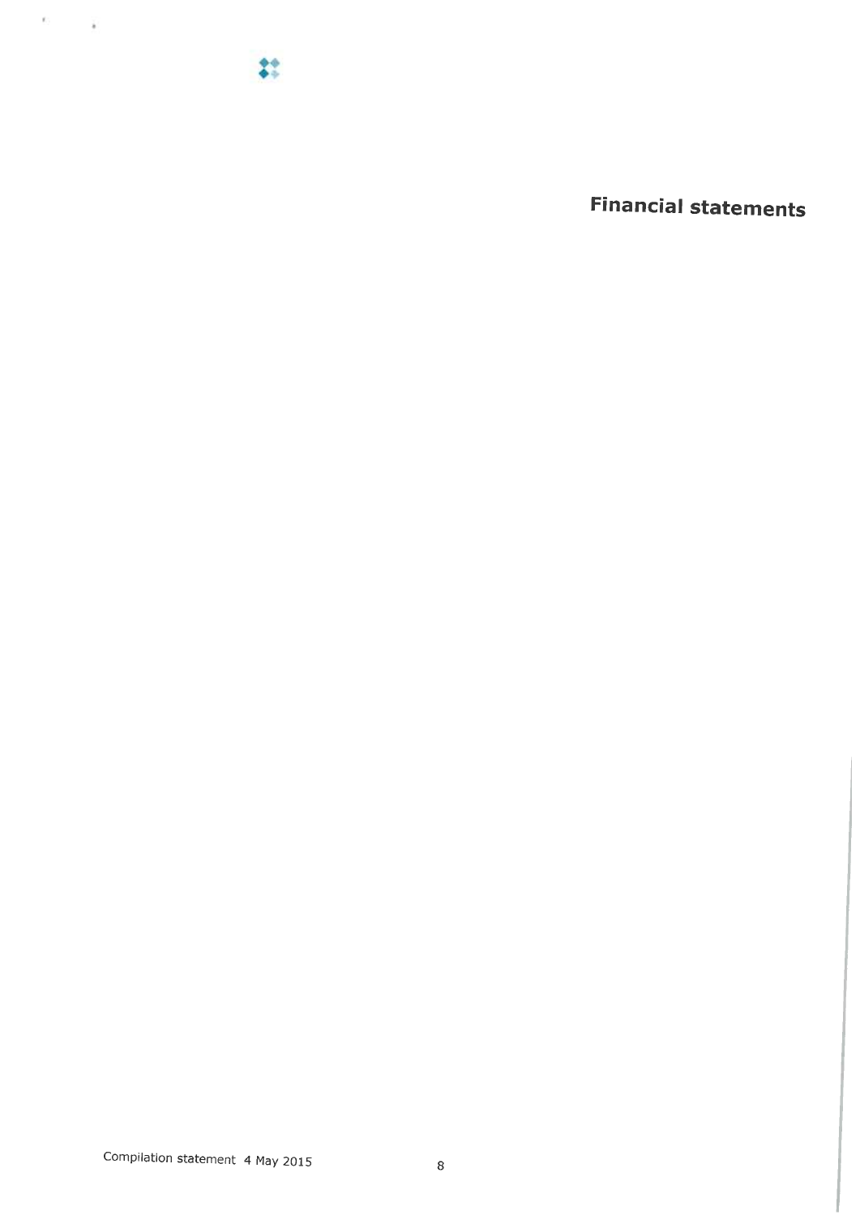# Financial statements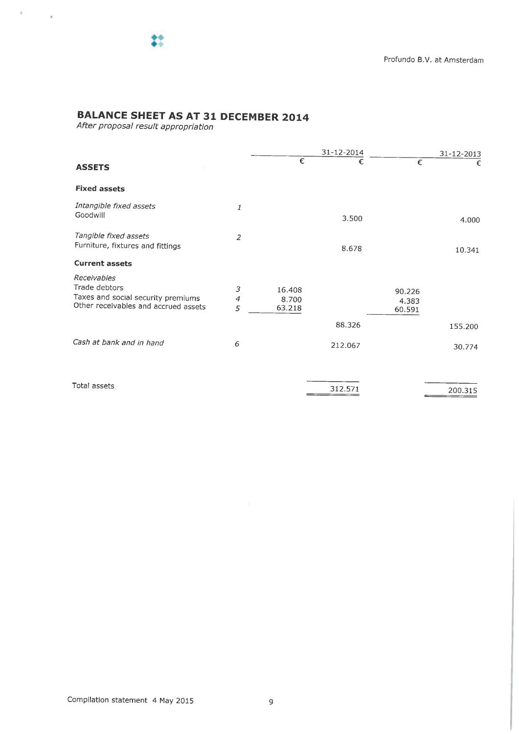Profundo B.V. at Amsterdam

## BALANCE SHEET AS AT 31 DECEMBER 2014

*After proposal result appropriation*

| | | 31-12-2014 | | 31-12-2013 | |
|---|---|---|---|---|---|
| **ASSETS** | | € | € | € | € |
| **Fixed assets** | | | | | |
| *Intangible fixed assets* | *1* | | | | |
| Goodwill | | | 3.500 | | 4.000 |
| *Tangible fixed assets* | *2* | | | | |
| Furniture, fixtures and fittings | | | 8.678 | | 10.341 |
| **Current assets** | | | | | |
| *Receivables* | | | | | |
| Trade debtors | *3* | 16.408 | | 90.226 | |
| Taxes and social security premiums | *4* | 8.700 | | 4.383 | |
| Other receivables and accrued assets | *5* | 63.218 | | 60.591 | |
| | | | 88.326 | | 155.200 |
| *Cash at bank and in hand* | *6* | | 212.067 | | 30.774 |
| Total assets | | | 312.571 | | 200.315 |

Compilation statement 4 May 2015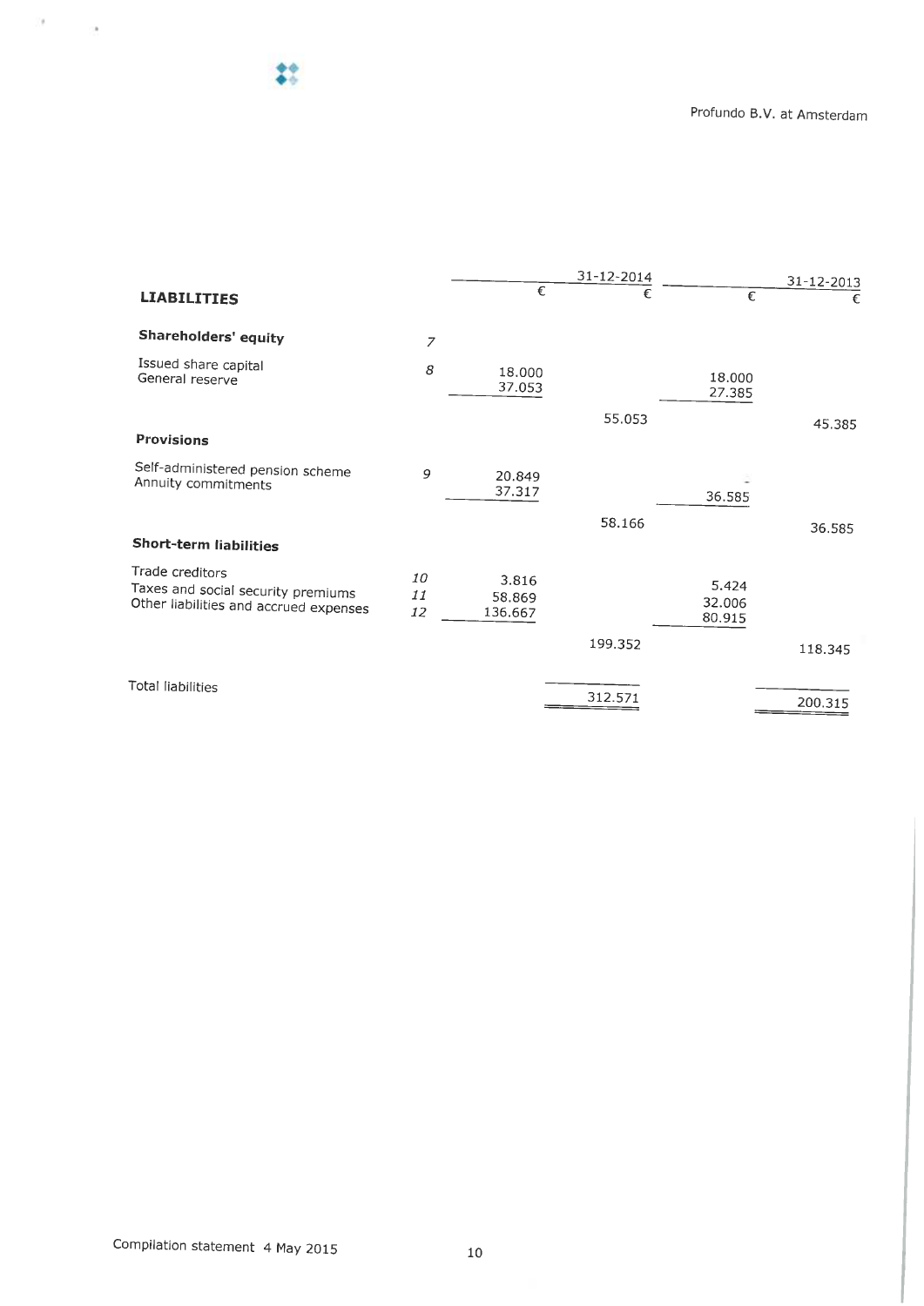Profundo B.V. at Amsterdam

| LIABILITIES | | 31-12-2014 | | 31-12-2013 | |
|---|---|---|---|---|---|
| | | € | € | € | € |
| **Shareholders' equity** | 7 | | | | |
| Issued share capital | 8 | 18.000 | | 18.000 | |
| General reserve | | 37.053 | | 27.385 | |
| | | | 55.053 | | 45.385 |
| **Provisions** | | | | | |
| Self-administered pension scheme | 9 | 20.849 | | - | |
| Annuity commitments | | 37.317 | | 36.585 | |
| | | | 58.166 | | 36.585 |
| **Short-term liabilities** | | | | | |
| Trade creditors | 10 | 3.816 | | 5.424 | |
| Taxes and social security premiums | 11 | 58.869 | | 32.006 | |
| Other liabilities and accrued expenses | 12 | 136.667 | | 80.915 | |
| | | | 199.352 | | 118.345 |
| Total liabilities | | | 312.571 | | 200.315 |

Compilation statement 4 May 2015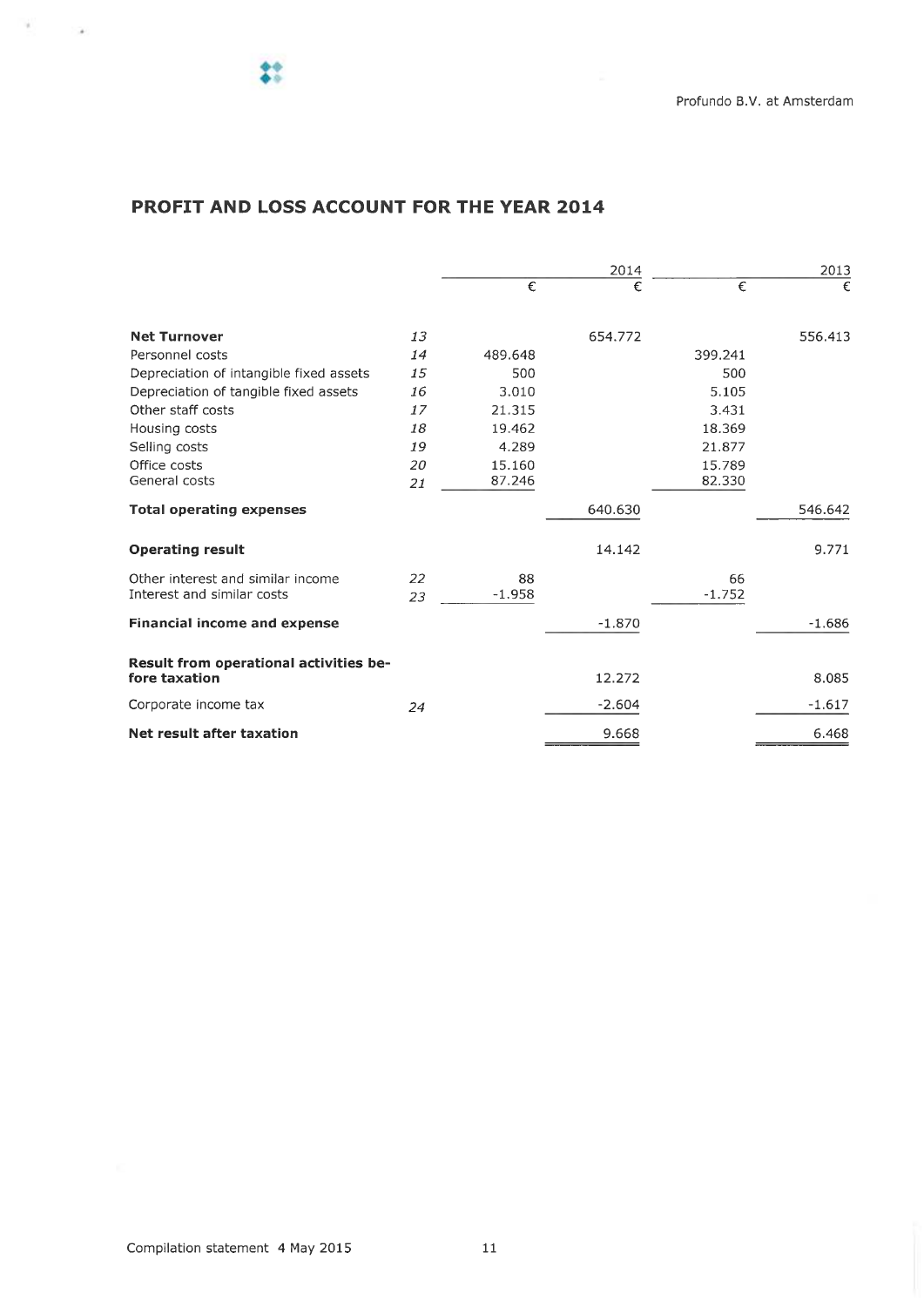## PROFIT AND LOSS ACCOUNT FOR THE YEAR 2014

| | | 2014 | | 2013 | |
|---|---|---|---|---|---|
| | | € | € | € | € |
| **Net Turnover** | *13* | | 654.772 | | 556.413 |
| Personnel costs | *14* | 489.648 | | 399.241 | |
| Depreciation of intangible fixed assets | *15* | 500 | | 500 | |
| Depreciation of tangible fixed assets | *16* | 3.010 | | 5.105 | |
| Other staff costs | *17* | 21.315 | | 3.431 | |
| Housing costs | *18* | 19.462 | | 18.369 | |
| Selling costs | *19* | 4.289 | | 21.877 | |
| Office costs | *20* | 15.160 | | 15.789 | |
| General costs | *21* | 87.246 | | 82.330 | |
| **Total operating expenses** | | | 640.630 | | 546.642 |
| **Operating result** | | | 14.142 | | 9.771 |
| Other interest and similar income | *22* | 88 | | 66 | |
| Interest and similar costs | *23* | -1.958 | | -1.752 | |
| **Financial income and expense** | | | -1.870 | | -1.686 |
| **Result from operational activities before taxation** | | | 12.272 | | 8.085 |
| Corporate income tax | *24* | | -2.604 | | -1.617 |
| **Net result after taxation** | | | 9.668 | | 6.468 |

Compilation statement 4 May 2015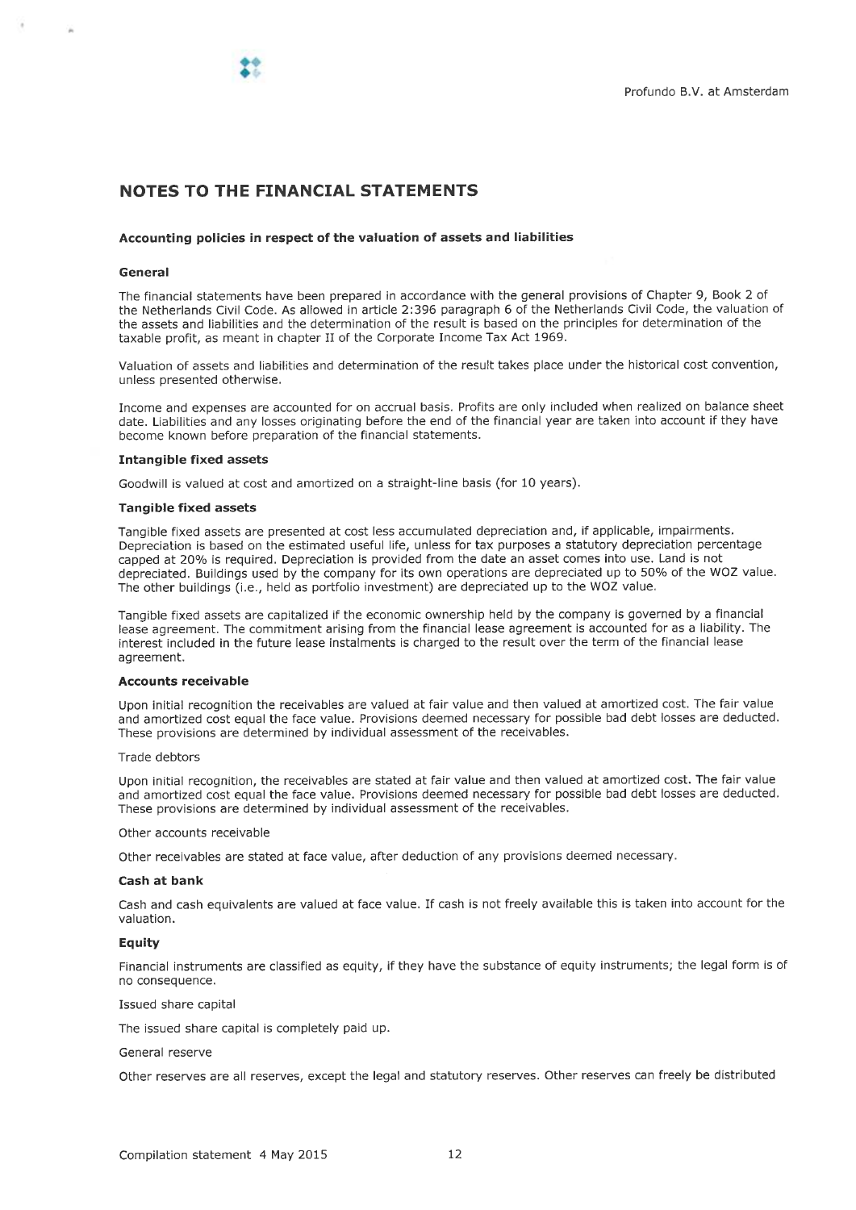## NOTES TO THE FINANCIAL STATEMENTS

### Accounting policies in respect of the valuation of assets and liabilities

**General**

The financial statements have been prepared in accordance with the general provisions of Chapter 9, Book 2 of the Netherlands Civil Code. As allowed in article 2:396 paragraph 6 of the Netherlands Civil Code, the valuation of the assets and liabilities and the determination of the result is based on the principles for determination of the taxable profit, as meant in chapter II of the Corporate Income Tax Act 1969.

Valuation of assets and liabilities and determination of the result takes place under the historical cost convention, unless presented otherwise.

Income and expenses are accounted for on accrual basis. Profits are only included when realized on balance sheet date. Liabilities and any losses originating before the end of the financial year are taken into account if they have become known before preparation of the financial statements.

**Intangible fixed assets**

Goodwill is valued at cost and amortized on a straight-line basis (for 10 years).

**Tangible fixed assets**

Tangible fixed assets are presented at cost less accumulated depreciation and, if applicable, impairments. Depreciation is based on the estimated useful life, unless for tax purposes a statutory depreciation percentage capped at 20% is required. Depreciation is provided from the date an asset comes into use. Land is not depreciated. Buildings used by the company for its own operations are depreciated up to 50% of the WOZ value. The other buildings (i.e., held as portfolio investment) are depreciated up to the WOZ value.

Tangible fixed assets are capitalized if the economic ownership held by the company is governed by a financial lease agreement. The commitment arising from the financial lease agreement is accounted for as a liability. The interest included in the future lease instalments is charged to the result over the term of the financial lease agreement.

**Accounts receivable**

Upon initial recognition the receivables are valued at fair value and then valued at amortized cost. The fair value and amortized cost equal the face value. Provisions deemed necessary for possible bad debt losses are deducted. These provisions are determined by individual assessment of the receivables.

Trade debtors

Upon initial recognition, the receivables are stated at fair value and then valued at amortized cost. The fair value and amortized cost equal the face value. Provisions deemed necessary for possible bad debt losses are deducted. These provisions are determined by individual assessment of the receivables.

Other accounts receivable

Other receivables are stated at face value, after deduction of any provisions deemed necessary.

**Cash at bank**

Cash and cash equivalents are valued at face value. If cash is not freely available this is taken into account for the valuation.

**Equity**

Financial instruments are classified as equity, if they have the substance of equity instruments; the legal form is of no consequence.

Issued share capital

The issued share capital is completely paid up.

General reserve

Other reserves are all reserves, except the legal and statutory reserves. Other reserves can freely be distributed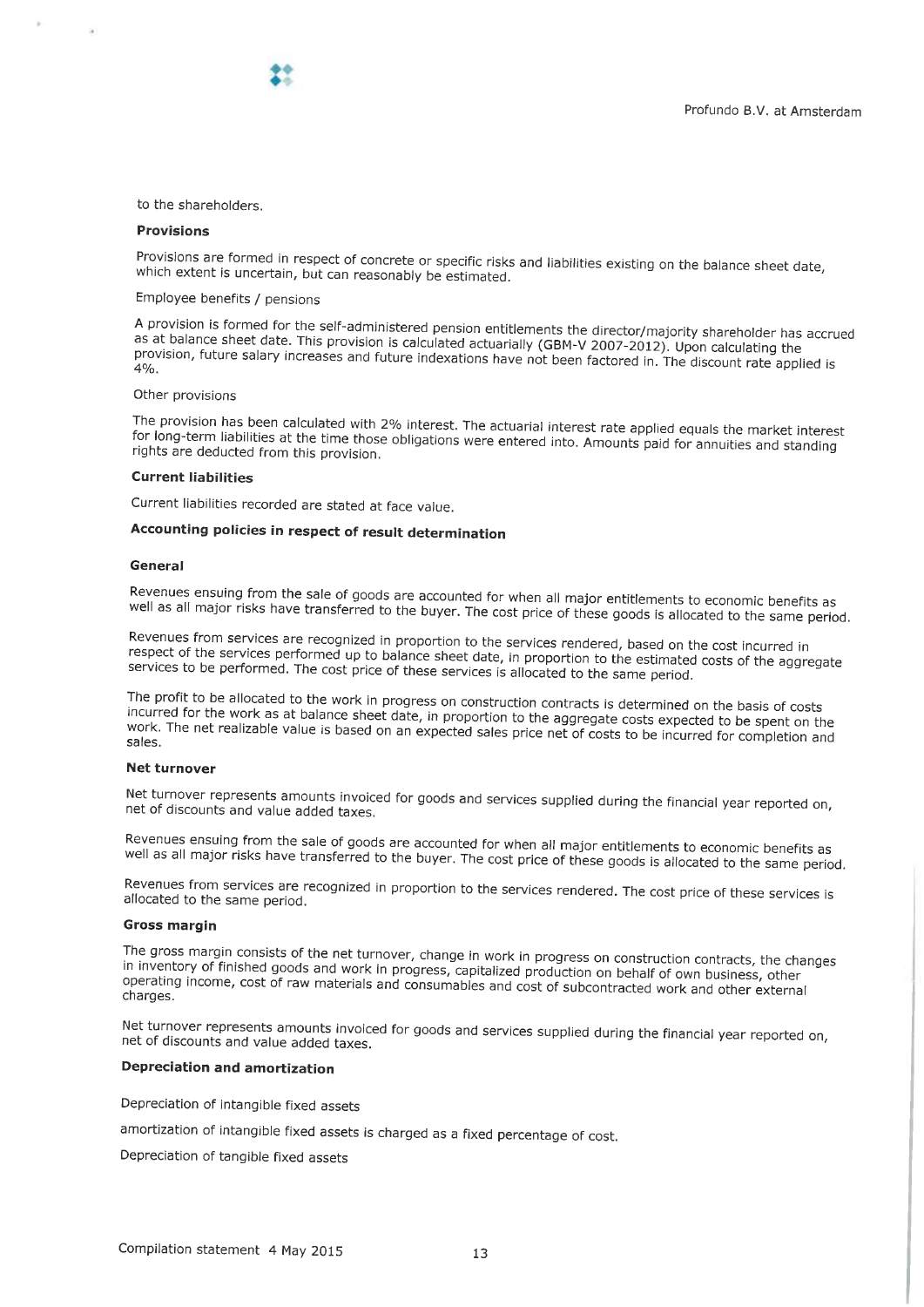to the shareholders.

### Provisions

Provisions are formed in respect of concrete or specific risks and liabilities existing on the balance sheet date, which extent is uncertain, but can reasonably be estimated.

Employee benefits / pensions

A provision is formed for the self-administered pension entitlements the director/majority shareholder has accrued as at balance sheet date. This provision is calculated actuarially (GBM-V 2007-2012). Upon calculating the provision, future salary increases and future indexations have not been factored in. The discount rate applied is 4%.

Other provisions

The provision has been calculated with 2% interest. The actuarial interest rate applied equals the market interest for long-term liabilities at the time those obligations were entered into. Amounts paid for annuities and standing rights are deducted from this provision.

### Current liabilities

Current liabilities recorded are stated at face value.

## Accounting policies in respect of result determination

### General

Revenues ensuing from the sale of goods are accounted for when all major entitlements to economic benefits as well as all major risks have transferred to the buyer. The cost price of these goods is allocated to the same period.

Revenues from services are recognized in proportion to the services rendered, based on the cost incurred in respect of the services performed up to balance sheet date, in proportion to the estimated costs of the aggregate services to be performed. The cost price of these services is allocated to the same period.

The profit to be allocated to the work in progress on construction contracts is determined on the basis of costs incurred for the work as at balance sheet date, in proportion to the aggregate costs expected to be spent on the work. The net realizable value is based on an expected sales price net of costs to be incurred for completion and sales.

### Net turnover

Net turnover represents amounts invoiced for goods and services supplied during the financial year reported on, net of discounts and value added taxes.

Revenues ensuing from the sale of goods are accounted for when all major entitlements to economic benefits as well as all major risks have transferred to the buyer. The cost price of these goods is allocated to the same period.

Revenues from services are recognized in proportion to the services rendered. The cost price of these services is allocated to the same period.

### Gross margin

The gross margin consists of the net turnover, change in work in progress on construction contracts, the changes in inventory of finished goods and work in progress, capitalized production on behalf of own business, other operating income, cost of raw materials and consumables and cost of subcontracted work and other external charges.

Net turnover represents amounts invoiced for goods and services supplied during the financial year reported on, net of discounts and value added taxes.

### Depreciation and amortization

Depreciation of intangible fixed assets

amortization of intangible fixed assets is charged as a fixed percentage of cost.

Depreciation of tangible fixed assets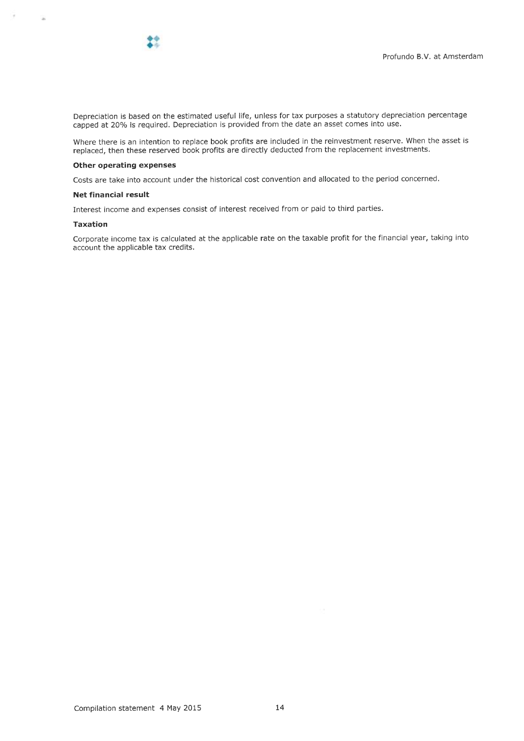Depreciation is based on the estimated useful life, unless for tax purposes a statutory depreciation percentage capped at 20% is required. Depreciation is provided from the date an asset comes into use.

Where there is an intention to replace book profits are included in the reinvestment reserve. When the asset is replaced, then these reserved book profits are directly deducted from the replacement investments.

**Other operating expenses**

Costs are take into account under the historical cost convention and allocated to the period concerned.

**Net financial result**

Interest income and expenses consist of interest received from or paid to third parties.

**Taxation**

Corporate income tax is calculated at the applicable rate on the taxable profit for the financial year, taking into account the applicable tax credits.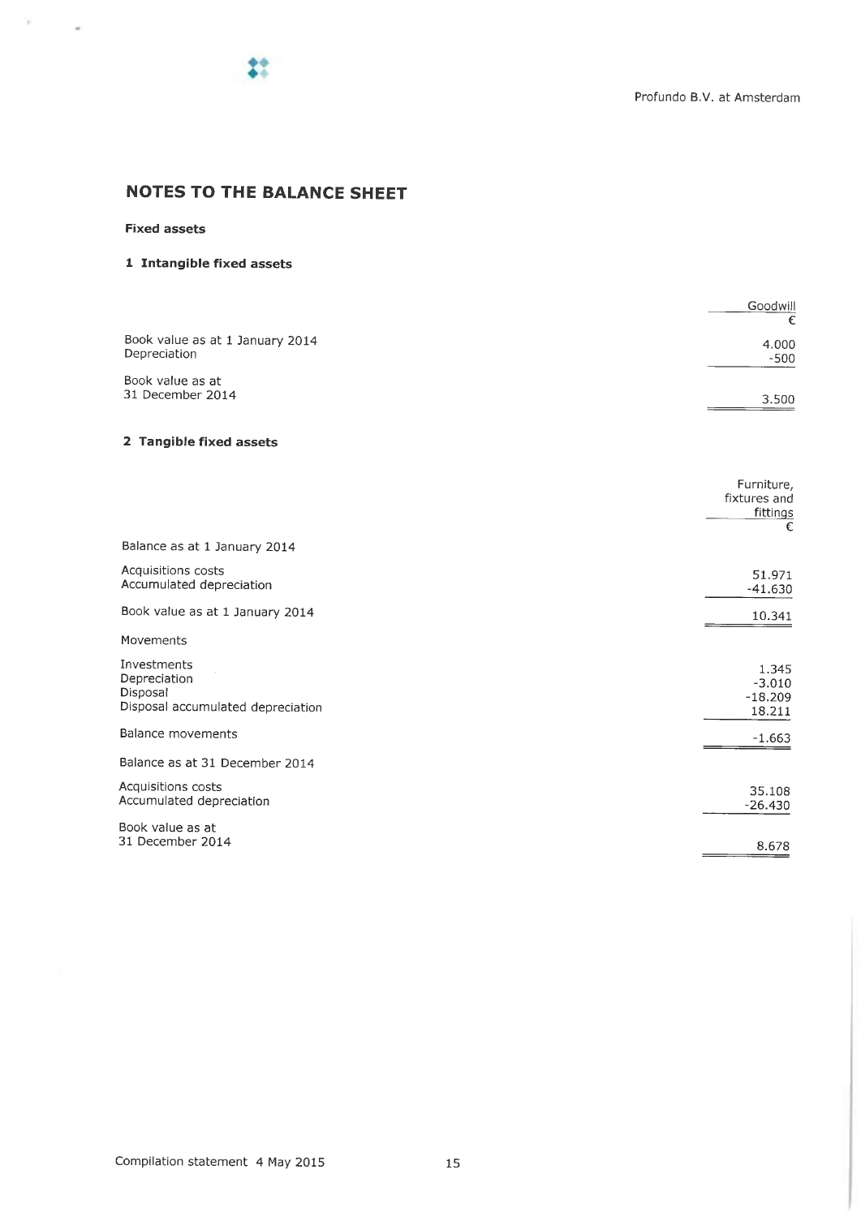## NOTES TO THE BALANCE SHEET

**Fixed assets**

### 1 Intangible fixed assets

| | Goodwill |
|---|---|
| | € |
| Book value as at 1 January 2014 | 4.000 |
| Depreciation | -500 |
| Book value as at 31 December 2014 | 3.500 |

### 2 Tangible fixed assets

| | Furniture, fixtures and fittings |
|---|---|
| | € |
| Balance as at 1 January 2014 | |
| Acquisitions costs | 51.971 |
| Accumulated depreciation | -41.630 |
| Book value as at 1 January 2014 | 10.341 |
| Movements | |
| Investments | 1.345 |
| Depreciation | -3.010 |
| Disposal | -18.209 |
| Disposal accumulated depreciation | 18.211 |
| Balance movements | -1.663 |
| Balance as at 31 December 2014 | |
| Acquisitions costs | 35.108 |
| Accumulated depreciation | -26.430 |
| Book value as at 31 December 2014 | 8.678 |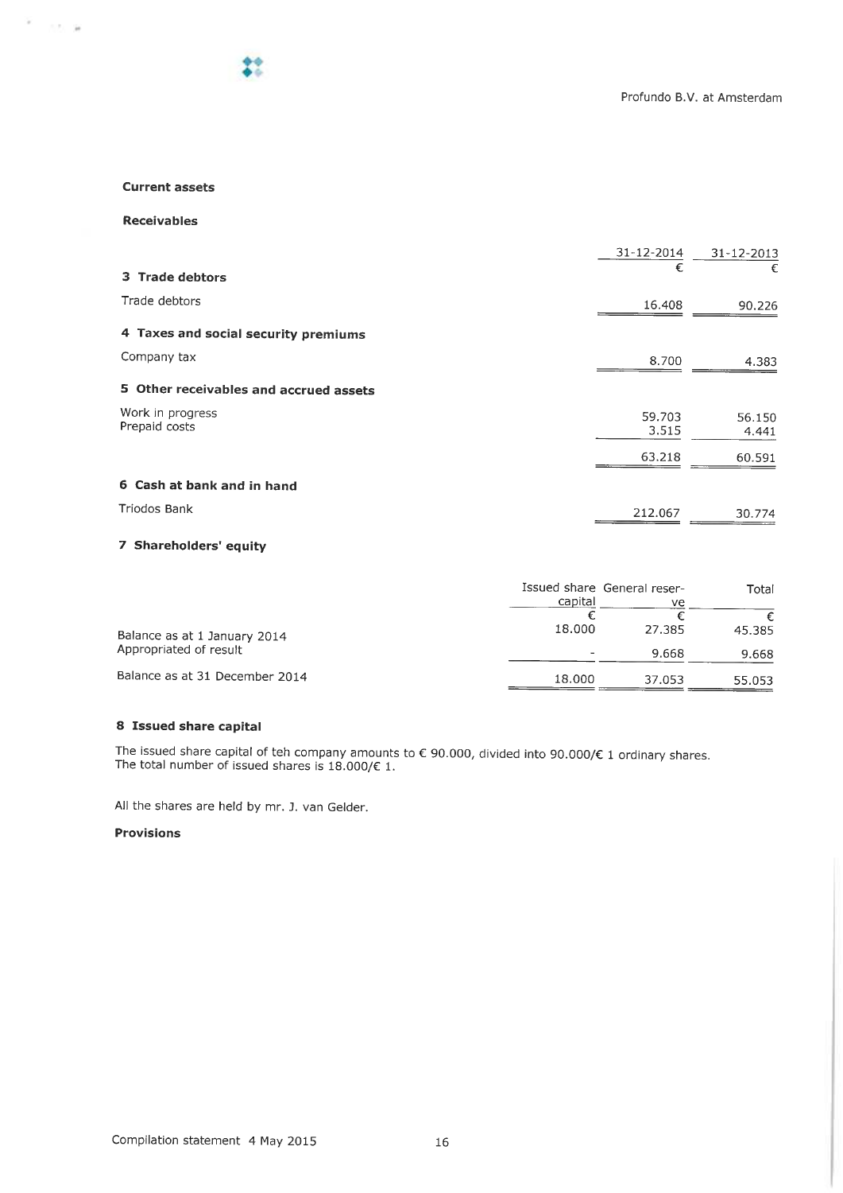### Current assets

#### Receivables

| | 31-12-2014 | 31-12-2013 |
|---|---|---|
| | € | € |
| **3 Trade debtors** | | |
| Trade debtors | 16.408 | 90.226 |
| **4 Taxes and social security premiums** | | |
| Company tax | 8.700 | 4.383 |
| **5 Other receivables and accrued assets** | | |
| Work in progress | 59.703 | 56.150 |
| Prepaid costs | 3.515 | 4.441 |
| | 63.218 | 60.591 |
| **6 Cash at bank and in hand** | | |
| Triodos Bank | 212.067 | 30.774 |

#### 7 Shareholders' equity

| | Issued share capital | General reserve | Total |
|---|---|---|---|
| | € | € | € |
| Balance as at 1 January 2014 | 18.000 | 27.385 | 45.385 |
| Appropriated of result | - | 9.668 | 9.668 |
| Balance as at 31 December 2014 | 18.000 | 37.053 | 55.053 |

#### 8 Issued share capital

The issued share capital of teh company amounts to € 90.000, divided into 90.000/€ 1 ordinary shares.
The total number of issued shares is 18.000/€ 1.

All the shares are held by mr. J. van Gelder.

### Provisions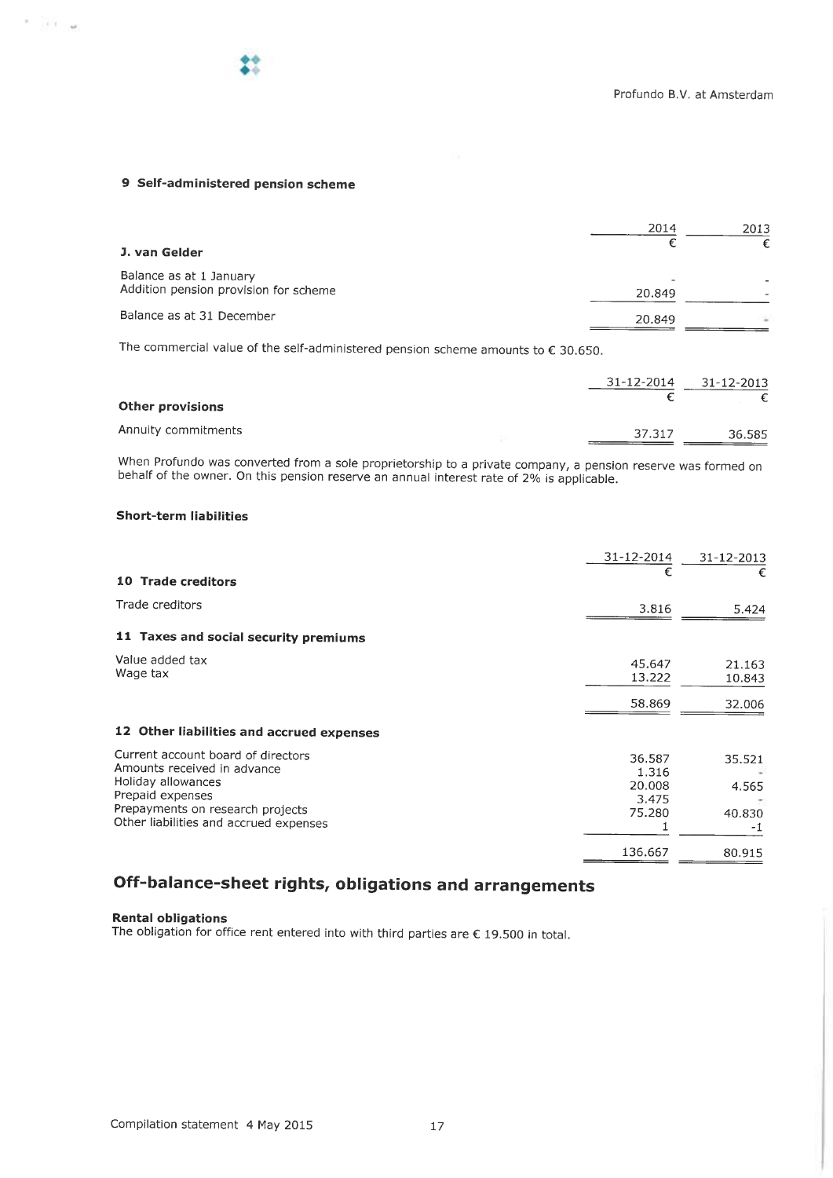### 9 Self-administered pension scheme

| | 2014 | 2013 |
|---|---|---|
| | € | € |
| **J. van Gelder** | | |
| Balance as at 1 January | - | - |
| Addition pension provision for scheme | 20.849 | - |
| Balance as at 31 December | 20.849 | - |

The commercial value of the self-administered pension scheme amounts to € 30.650.

| | 31-12-2014 | 31-12-2013 |
|---|---|---|
| | € | € |
| **Other provisions** | | |
| Annuity commitments | 37.317 | 36.585 |

When Profundo was converted from a sole proprietorship to a private company, a pension reserve was formed on behalf of the owner. On this pension reserve an annual interest rate of 2% is applicable.

#### Short-term liabilities

| | 31-12-2014 | 31-12-2013 |
|---|---|---|
| | € | € |
| **10 Trade creditors** | | |
| Trade creditors | 3.816 | 5.424 |
| **11 Taxes and social security premiums** | | |
| Value added tax | 45.647 | 21.163 |
| Wage tax | 13.222 | 10.843 |
| | 58.869 | 32.006 |
| **12 Other liabilities and accrued expenses** | | |
| Current account board of directors | 36.587 | 35.521 |
| Amounts received in advance | 1.316 | - |
| Holiday allowances | 20.008 | 4.565 |
| Prepaid expenses | 3.475 | - |
| Prepayments on research projects | 75.280 | 40.830 |
| Other liabilities and accrued expenses | 1 | -1 |
| | 136.667 | 80.915 |

## Off-balance-sheet rights, obligations and arrangements

**Rental obligations**
The obligation for office rent entered into with third parties are € 19.500 in total.

Compilation statement 4 May 2015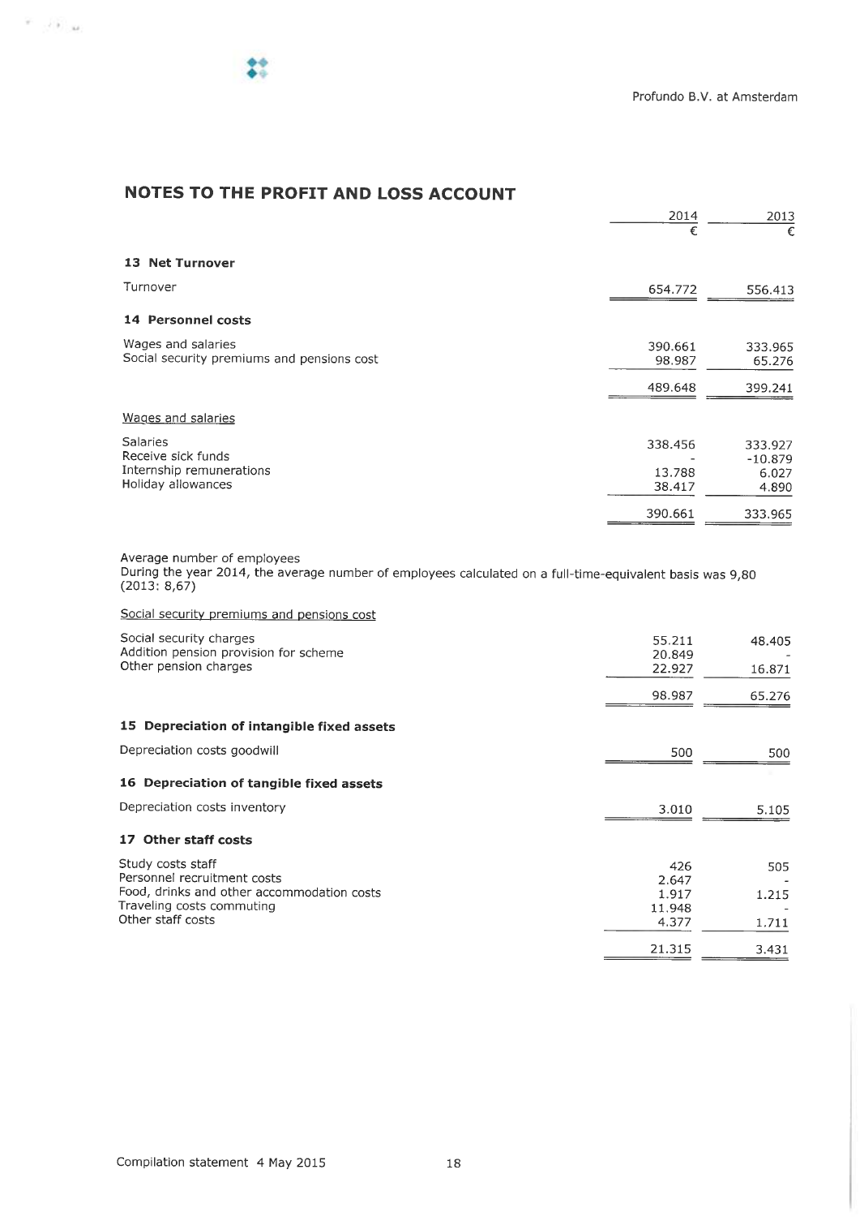Profundo B.V. at Amsterdam

## NOTES TO THE PROFIT AND LOSS ACCOUNT

| | 2014 | 2013 |
|---|---|---|
| | € | € |
| **13 Net Turnover** | | |
| Turnover | 654.772 | 556.413 |
| **14 Personnel costs** | | |
| Wages and salaries | 390.661 | 333.965 |
| Social security premiums and pensions cost | 98.987 | 65.276 |
| | 489.648 | 399.241 |
| Wages and salaries | | |
| Salaries | 338.456 | 333.927 |
| Receive sick funds | - | -10.879 |
| Internship remunerations | 13.788 | 6.027 |
| Holiday allowances | 38.417 | 4.890 |
| | 390.661 | 333.965 |

Average number of employees
During the year 2014, the average number of employees calculated on a full-time-equivalent basis was 9,80 (2013: 8,67)

| | 2014 | 2013 |
|---|---|---|
| Social security premiums and pensions cost | | |
| Social security charges | 55.211 | 48.405 |
| Addition pension provision for scheme | 20.849 | - |
| Other pension charges | 22.927 | 16.871 |
| | 98.987 | 65.276 |
| **15 Depreciation of intangible fixed assets** | | |
| Depreciation costs goodwill | 500 | 500 |
| **16 Depreciation of tangible fixed assets** | | |
| Depreciation costs inventory | 3.010 | 5.105 |
| **17 Other staff costs** | | |
| Study costs staff | 426 | 505 |
| Personnel recruitment costs | 2.647 | - |
| Food, drinks and other accommodation costs | 1.917 | 1.215 |
| Traveling costs commuting | 11.948 | - |
| Other staff costs | 4.377 | 1.711 |
| | 21.315 | 3.431 |

Compilation statement 4 May 2015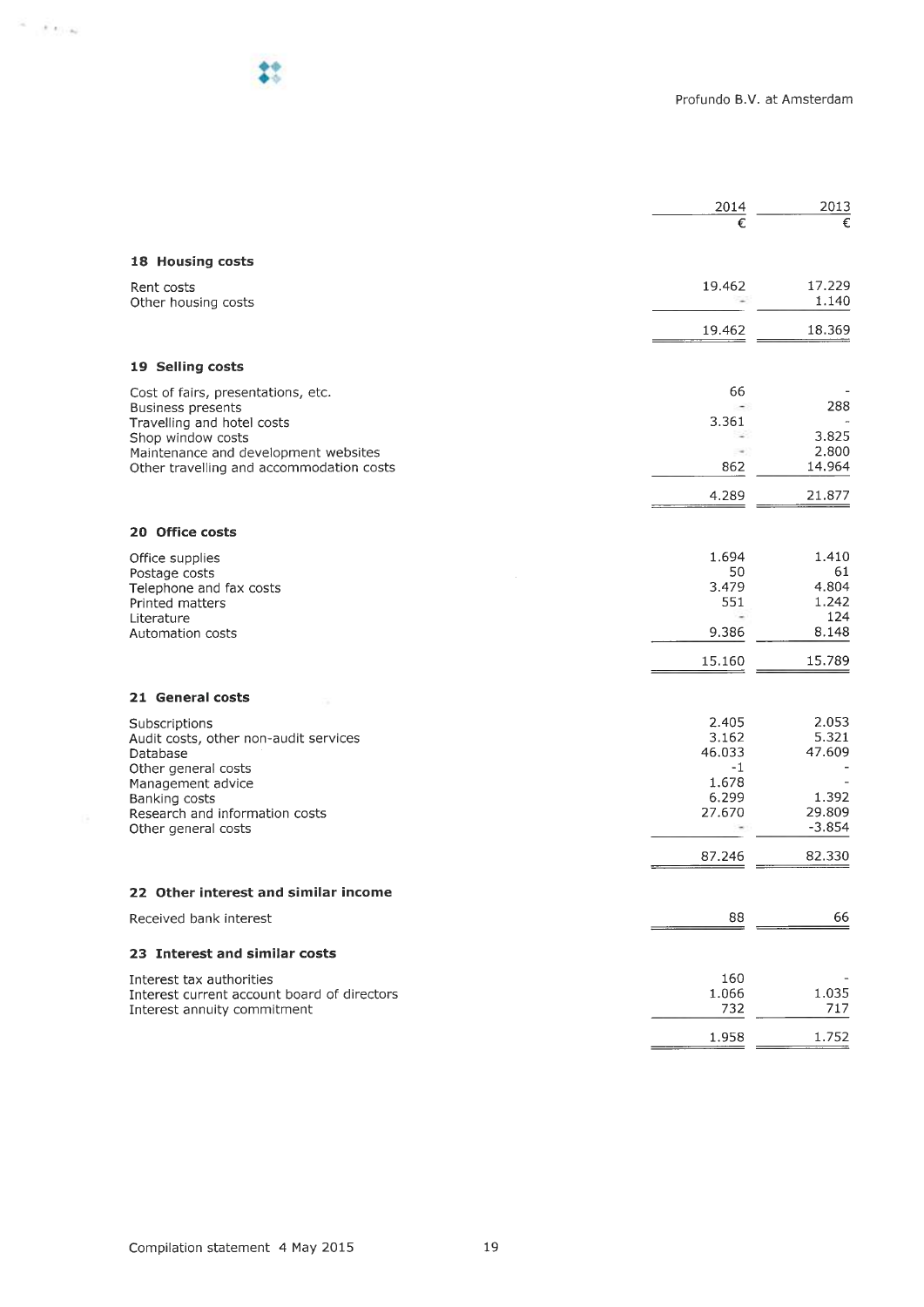Profundo B.V. at Amsterdam

| | 2014 | 2013 |
|---|---|---|
| | € | € |
| **18 Housing costs** | | |
| Rent costs | 19.462 | 17.229 |
| Other housing costs | - | 1.140 |
| | 19.462 | 18.369 |
| **19 Selling costs** | | |
| Cost of fairs, presentations, etc. | 66 | - |
| Business presents | - | 288 |
| Travelling and hotel costs | 3.361 | - |
| Shop window costs | - | 3.825 |
| Maintenance and development websites | - | 2.800 |
| Other travelling and accommodation costs | 862 | 14.964 |
| | 4.289 | 21.877 |
| **20 Office costs** | | |
| Office supplies | 1.694 | 1.410 |
| Postage costs | 50 | 61 |
| Telephone and fax costs | 3.479 | 4.804 |
| Printed matters | 551 | 1.242 |
| Literature | - | 124 |
| Automation costs | 9.386 | 8.148 |
| | 15.160 | 15.789 |
| **21 General costs** | | |
| Subscriptions | 2.405 | 2.053 |
| Audit costs, other non-audit services | 3.162 | 5.321 |
| Database | 46.033 | 47.609 |
| Other general costs | -1 | - |
| Management advice | 1.678 | - |
| Banking costs | 6.299 | 1.392 |
| Research and information costs | 27.670 | 29.809 |
| Other general costs | - | -3.854 |
| | 87.246 | 82.330 |
| **22 Other interest and similar income** | | |
| Received bank interest | 88 | 66 |
| **23 Interest and similar costs** | | |
| Interest tax authorities | 160 | - |
| Interest current account board of directors | 1.066 | 1.035 |
| Interest annuity commitment | 732 | 717 |
| | 1.958 | 1.752 |

Compilation statement 4 May 2015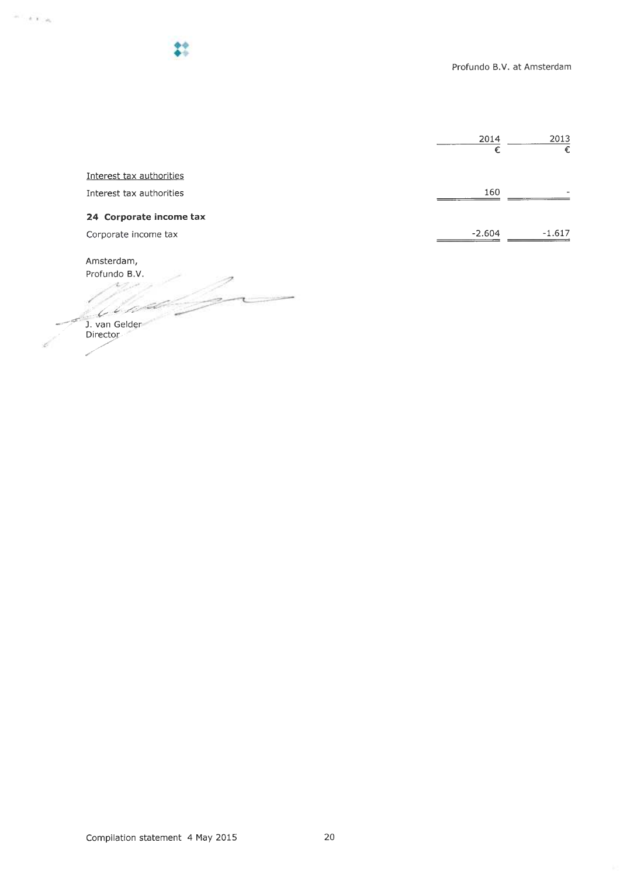| | 2014 | 2013 |
|---|---|---|
| | € | € |
| Interest tax authorities | | |
| Interest tax authorities | 160 | - |

## 24 Corporate income tax

| | | |
|---|---|---|
| Corporate income tax | -2.604 | -1.617 |

Amsterdam,
Profundo B.V.

J. van Gelder
Director

Compilation statement 4 May 2015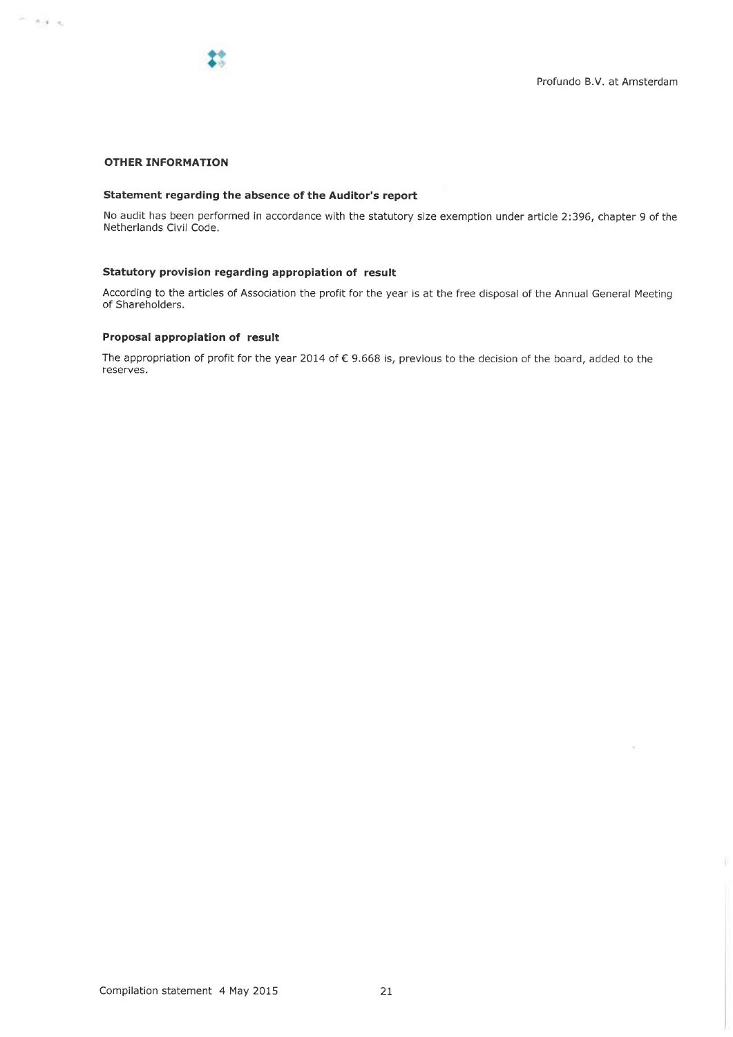## OTHER INFORMATION

### Statement regarding the absence of the Auditor's report

No audit has been performed in accordance with the statutory size exemption under article 2:396, chapter 9 of the Netherlands Civil Code.

### Statutory provision regarding appropiation of result

According to the articles of Association the profit for the year is at the free disposal of the Annual General Meeting of Shareholders.

### Proposal appropiation of result

The appropriation of profit for the year 2014 of € 9.668 is, previous to the decision of the board, added to the reserves.